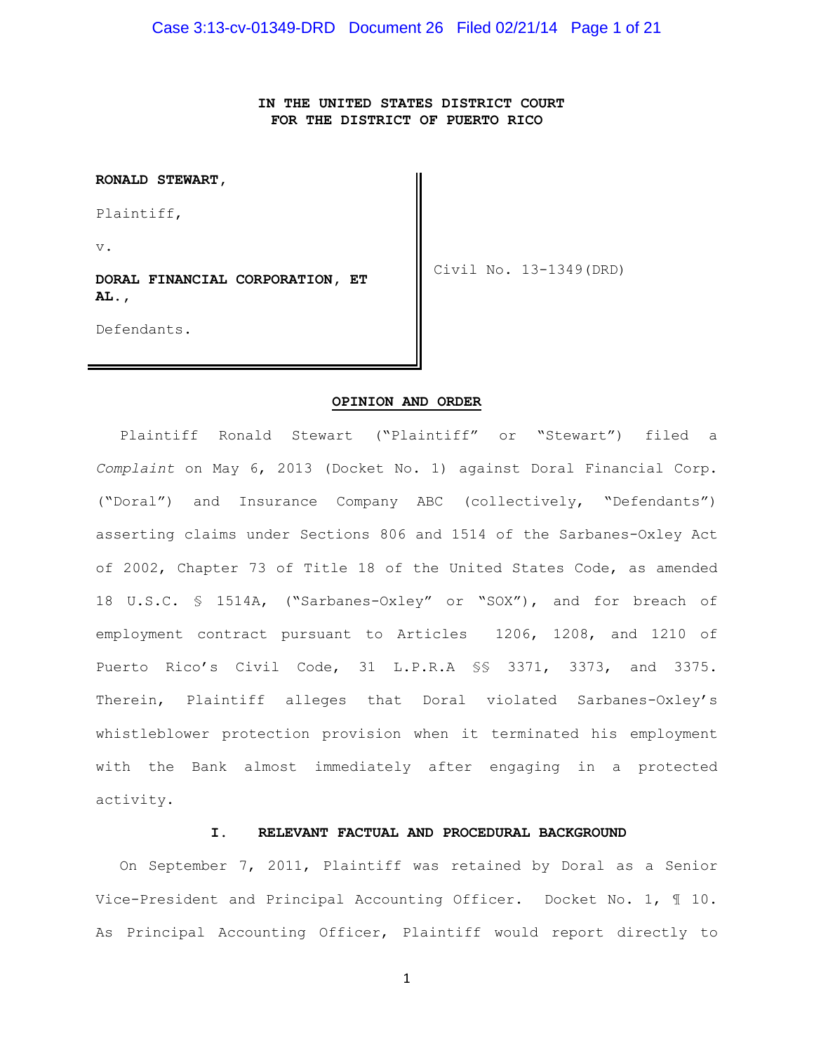**IN THE UNITED STATES DISTRICT COURT**
**FOR THE DISTRICT OF PUERTO RICO**

| | |
|---|---|
| **RONALD STEWART,**<br><br>Plaintiff,<br><br>v.<br><br>**DORAL FINANCIAL CORPORATION, ET AL.,**<br><br>Defendants. | Civil No. 13-1349(DRD) |

**OPINION AND ORDER**

Plaintiff Ronald Stewart ("Plaintiff" or "Stewart") filed a *Complaint* on May 6, 2013 (Docket No. 1) against Doral Financial Corp. ("Doral") and Insurance Company ABC (collectively, "Defendants") asserting claims under Sections 806 and 1514 of the Sarbanes-Oxley Act of 2002, Chapter 73 of Title 18 of the United States Code, as amended 18 U.S.C. § 1514A, ("Sarbanes-Oxley" or "SOX"), and for breach of employment contract pursuant to Articles 1206, 1208, and 1210 of Puerto Rico's Civil Code, 31 L.P.R.A §§ 3371, 3373, and 3375. Therein, Plaintiff alleges that Doral violated Sarbanes-Oxley's whistleblower protection provision when it terminated his employment with the Bank almost immediately after engaging in a protected activity.

## I. RELEVANT FACTUAL AND PROCEDURAL BACKGROUND

On September 7, 2011, Plaintiff was retained by Doral as a Senior Vice-President and Principal Accounting Officer. Docket No. 1, ¶ 10. As Principal Accounting Officer, Plaintiff would report directly to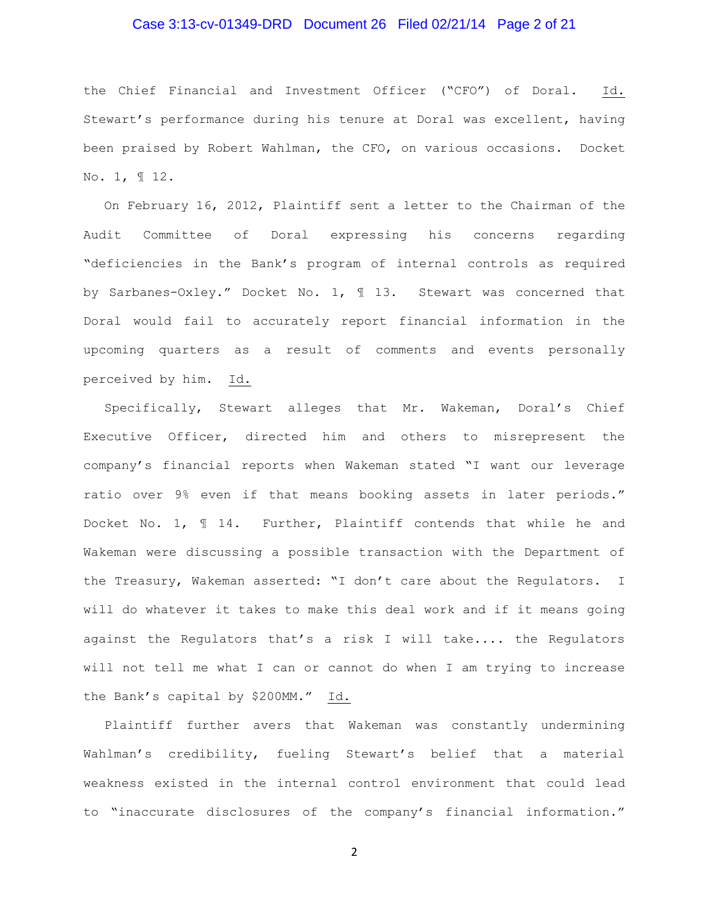the Chief Financial and Investment Officer ("CFO") of Doral. Id. Stewart's performance during his tenure at Doral was excellent, having been praised by Robert Wahlman, the CFO, on various occasions. Docket No. 1, ¶ 12.

On February 16, 2012, Plaintiff sent a letter to the Chairman of the Audit Committee of Doral expressing his concerns regarding "deficiencies in the Bank's program of internal controls as required by Sarbanes-Oxley." Docket No. 1, ¶ 13. Stewart was concerned that Doral would fail to accurately report financial information in the upcoming quarters as a result of comments and events personally perceived by him. Id.

Specifically, Stewart alleges that Mr. Wakeman, Doral's Chief Executive Officer, directed him and others to misrepresent the company's financial reports when Wakeman stated "I want our leverage ratio over 9% even if that means booking assets in later periods." Docket No. 1, ¶ 14. Further, Plaintiff contends that while he and Wakeman were discussing a possible transaction with the Department of the Treasury, Wakeman asserted: "I don't care about the Regulators. I will do whatever it takes to make this deal work and if it means going against the Regulators that's a risk I will take.... the Regulators will not tell me what I can or cannot do when I am trying to increase the Bank's capital by $200MM." Id.

Plaintiff further avers that Wakeman was constantly undermining Wahlman's credibility, fueling Stewart's belief that a material weakness existed in the internal control environment that could lead to "inaccurate disclosures of the company's financial information."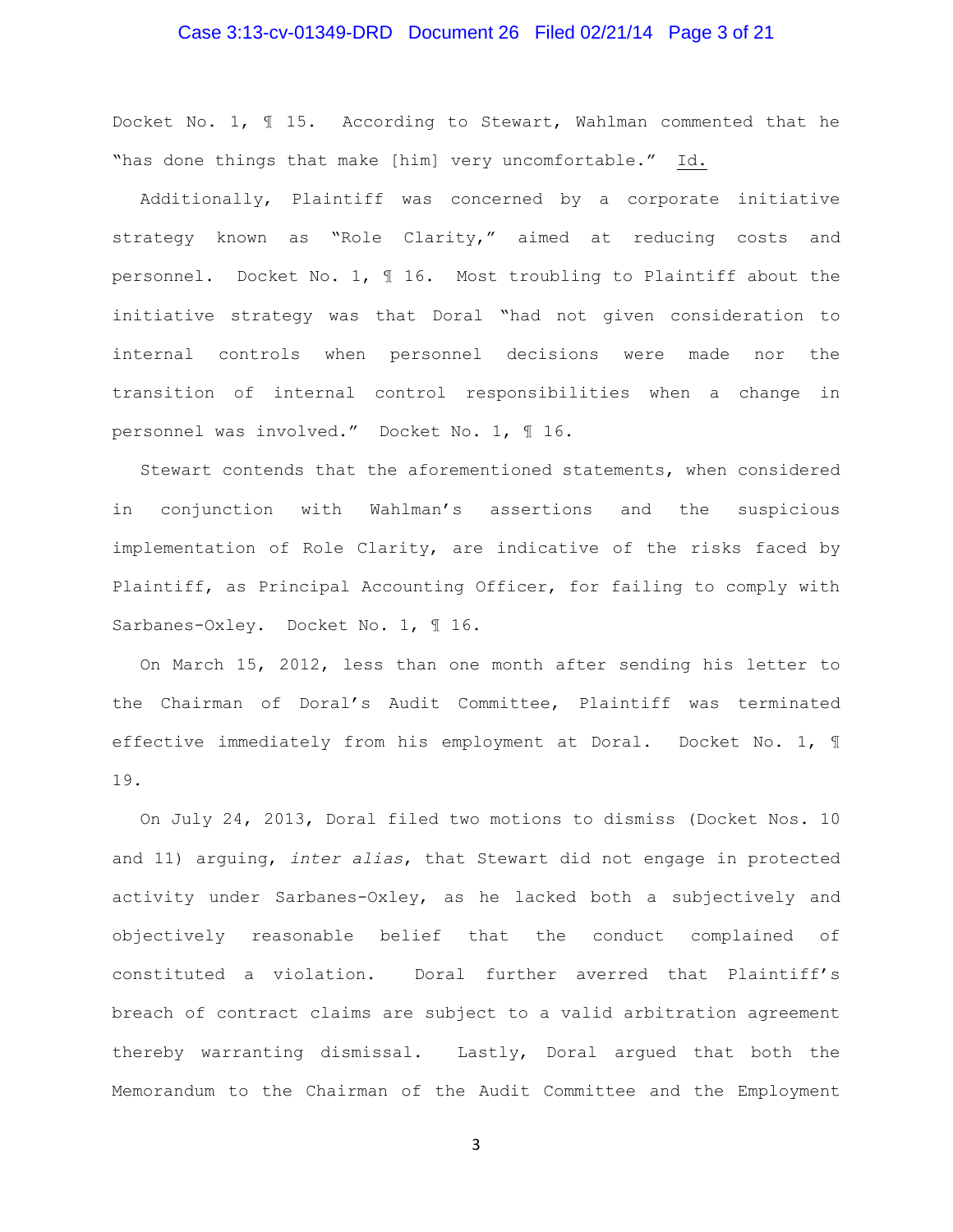Docket No. 1, ¶ 15. According to Stewart, Wahlman commented that he "has done things that make [him] very uncomfortable." Id.

Additionally, Plaintiff was concerned by a corporate initiative strategy known as "Role Clarity," aimed at reducing costs and personnel. Docket No. 1, ¶ 16. Most troubling to Plaintiff about the initiative strategy was that Doral "had not given consideration to internal controls when personnel decisions were made nor the transition of internal control responsibilities when a change in personnel was involved." Docket No. 1, ¶ 16.

Stewart contends that the aforementioned statements, when considered in conjunction with Wahlman's assertions and the suspicious implementation of Role Clarity, are indicative of the risks faced by Plaintiff, as Principal Accounting Officer, for failing to comply with Sarbanes-Oxley. Docket No. 1, ¶ 16.

On March 15, 2012, less than one month after sending his letter to the Chairman of Doral's Audit Committee, Plaintiff was terminated effective immediately from his employment at Doral. Docket No. 1, ¶ 19.

On July 24, 2013, Doral filed two motions to dismiss (Docket Nos. 10 and 11) arguing, *inter alias*, that Stewart did not engage in protected activity under Sarbanes-Oxley, as he lacked both a subjectively and objectively reasonable belief that the conduct complained of constituted a violation. Doral further averred that Plaintiff's breach of contract claims are subject to a valid arbitration agreement thereby warranting dismissal. Lastly, Doral argued that both the Memorandum to the Chairman of the Audit Committee and the Employment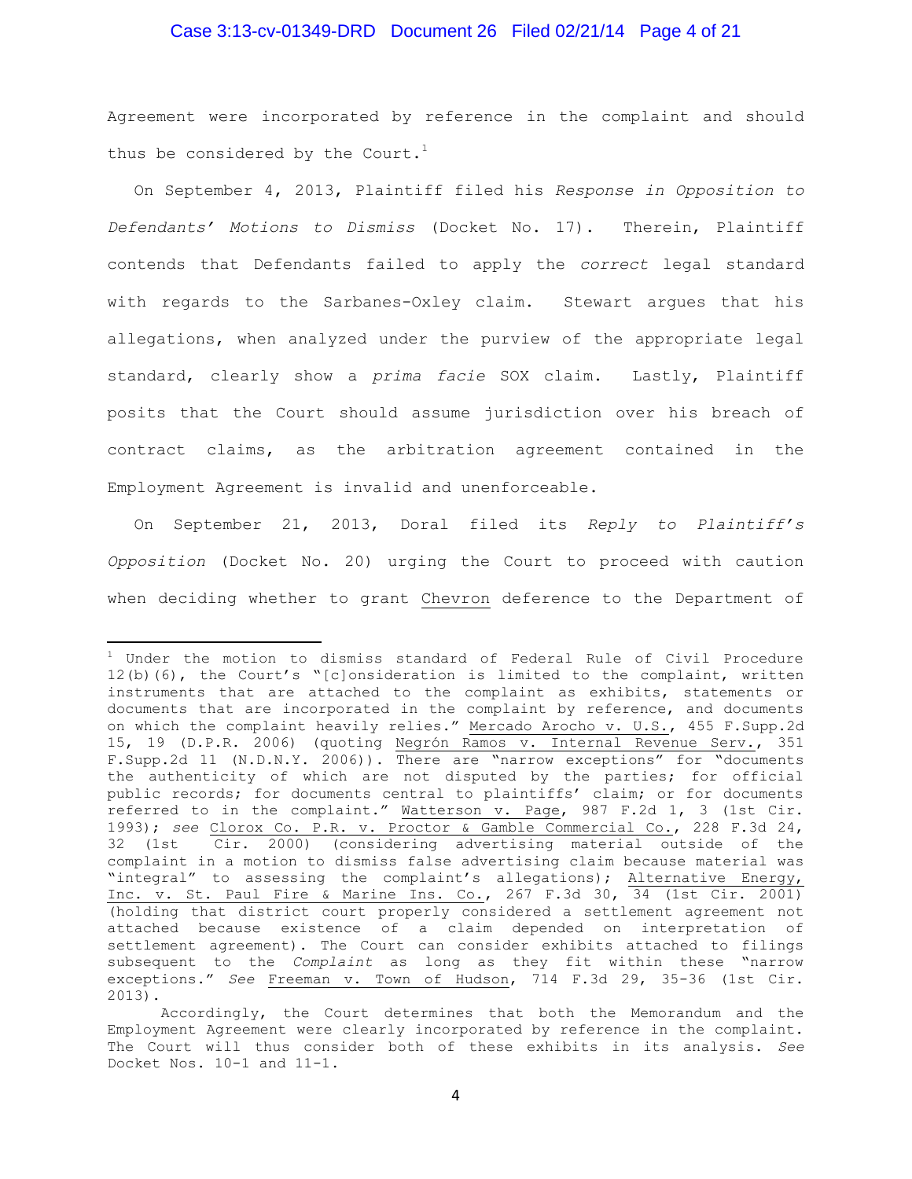Agreement were incorporated by reference in the complaint and should thus be considered by the Court.[1]

On September 4, 2013, Plaintiff filed his *Response in Opposition to Defendants' Motions to Dismiss* (Docket No. 17). Therein, Plaintiff contends that Defendants failed to apply the *correct* legal standard with regards to the Sarbanes-Oxley claim. Stewart argues that his allegations, when analyzed under the purview of the appropriate legal standard, clearly show a *prima facie* SOX claim. Lastly, Plaintiff posits that the Court should assume jurisdiction over his breach of contract claims, as the arbitration agreement contained in the Employment Agreement is invalid and unenforceable.

On September 21, 2013, Doral filed its *Reply to Plaintiff's Opposition* (Docket No. 20) urging the Court to proceed with caution when deciding whether to grant Chevron deference to the Department of

---

[1] Under the motion to dismiss standard of Federal Rule of Civil Procedure 12(b)(6), the Court's "[c]onsideration is limited to the complaint, written instruments that are attached to the complaint as exhibits, statements or documents that are incorporated in the complaint by reference, and documents on which the complaint heavily relies." Mercado Arocho v. U.S., 455 F.Supp.2d 15, 19 (D.P.R. 2006) (quoting Negrón Ramos v. Internal Revenue Serv., 351 F.Supp.2d 11 (N.D.N.Y. 2006)). There are "narrow exceptions" for "documents the authenticity of which are not disputed by the parties; for official public records; for documents central to plaintiffs' claim; or for documents referred to in the complaint." Watterson v. Page, 987 F.2d 1, 3 (1st Cir. 1993); *see* Clorox Co. P.R. v. Proctor & Gamble Commercial Co., 228 F.3d 24, 32 (1st Cir. 2000) (considering advertising material outside of the complaint in a motion to dismiss false advertising claim because material was "integral" to assessing the complaint's allegations); Alternative Energy, Inc. v. St. Paul Fire & Marine Ins. Co., 267 F.3d 30, 34 (1st Cir. 2001) (holding that district court properly considered a settlement agreement not attached because existence of a claim depended on interpretation of settlement agreement). The Court can consider exhibits attached to filings subsequent to the *Complaint* as long as they fit within these "narrow exceptions." *See* Freeman v. Town of Hudson, 714 F.3d 29, 35-36 (1st Cir. 2013).

Accordingly, the Court determines that both the Memorandum and the Employment Agreement were clearly incorporated by reference in the complaint. The Court will thus consider both of these exhibits in its analysis. *See* Docket Nos. 10-1 and 11-1.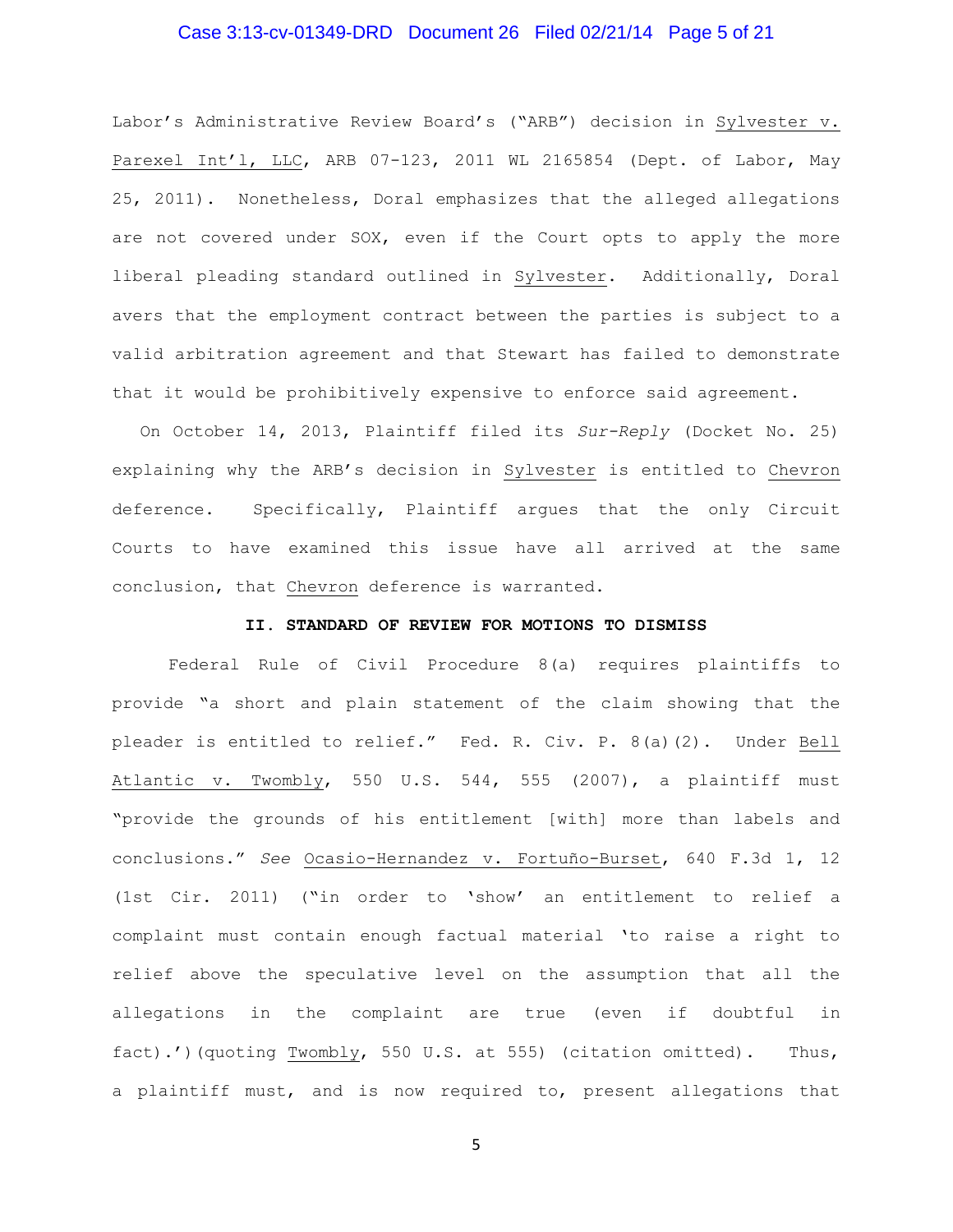Labor's Administrative Review Board's ("ARB") decision in Sylvester v. Parexel Int'l, LLC, ARB 07-123, 2011 WL 2165854 (Dept. of Labor, May 25, 2011). Nonetheless, Doral emphasizes that the alleged allegations are not covered under SOX, even if the Court opts to apply the more liberal pleading standard outlined in Sylvester. Additionally, Doral avers that the employment contract between the parties is subject to a valid arbitration agreement and that Stewart has failed to demonstrate that it would be prohibitively expensive to enforce said agreement.

On October 14, 2013, Plaintiff filed its *Sur-Reply* (Docket No. 25) explaining why the ARB's decision in Sylvester is entitled to Chevron deference. Specifically, Plaintiff argues that the only Circuit Courts to have examined this issue have all arrived at the same conclusion, that Chevron deference is warranted.

## II. STANDARD OF REVIEW FOR MOTIONS TO DISMISS

Federal Rule of Civil Procedure 8(a) requires plaintiffs to provide "a short and plain statement of the claim showing that the pleader is entitled to relief." Fed. R. Civ. P. 8(a)(2). Under Bell Atlantic v. Twombly, 550 U.S. 544, 555 (2007), a plaintiff must "provide the grounds of his entitlement [with] more than labels and conclusions." *See* Ocasio-Hernandez v. Fortuño-Burset, 640 F.3d 1, 12 (1st Cir. 2011) ("in order to 'show' an entitlement to relief a complaint must contain enough factual material 'to raise a right to relief above the speculative level on the assumption that all the allegations in the complaint are true (even if doubtful in fact).')(quoting Twombly, 550 U.S. at 555) (citation omitted). Thus, a plaintiff must, and is now required to, present allegations that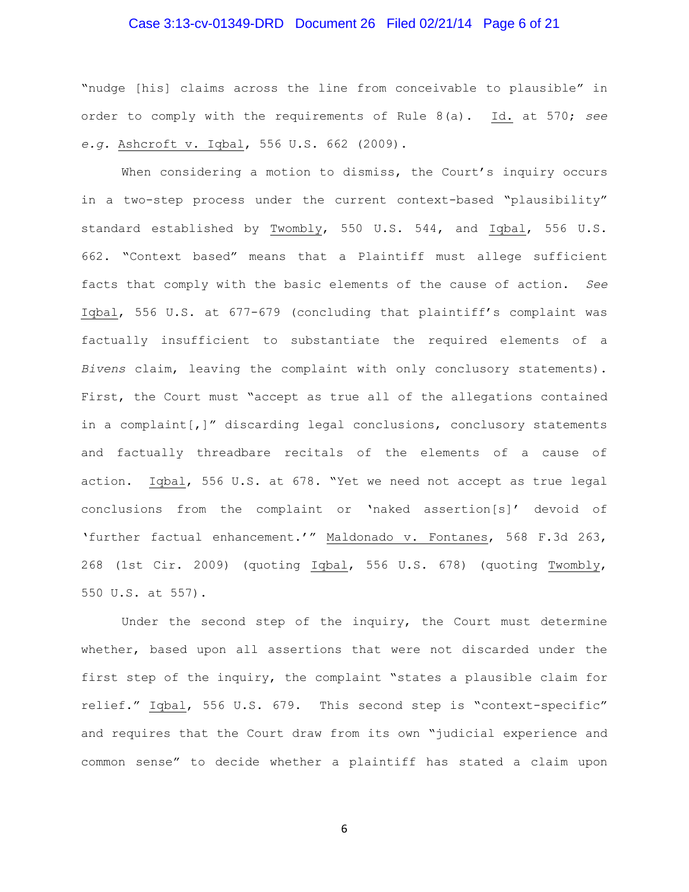"nudge [his] claims across the line from conceivable to plausible" in order to comply with the requirements of Rule 8(a). Id. at 570; *see e.g.* Ashcroft v. Iqbal, 556 U.S. 662 (2009).

When considering a motion to dismiss, the Court's inquiry occurs in a two-step process under the current context-based "plausibility" standard established by Twombly, 550 U.S. 544, and Iqbal, 556 U.S. 662. "Context based" means that a Plaintiff must allege sufficient facts that comply with the basic elements of the cause of action. *See* Iqbal, 556 U.S. at 677-679 (concluding that plaintiff's complaint was factually insufficient to substantiate the required elements of a *Bivens* claim, leaving the complaint with only conclusory statements). First, the Court must "accept as true all of the allegations contained in a complaint[,]" discarding legal conclusions, conclusory statements and factually threadbare recitals of the elements of a cause of action. Iqbal, 556 U.S. at 678. "Yet we need not accept as true legal conclusions from the complaint or 'naked assertion[s]' devoid of 'further factual enhancement.'" Maldonado v. Fontanes, 568 F.3d 263, 268 (1st Cir. 2009) (quoting Iqbal, 556 U.S. 678) (quoting Twombly, 550 U.S. at 557).

Under the second step of the inquiry, the Court must determine whether, based upon all assertions that were not discarded under the first step of the inquiry, the complaint "states a plausible claim for relief." Iqbal, 556 U.S. 679. This second step is "context-specific" and requires that the Court draw from its own "judicial experience and common sense" to decide whether a plaintiff has stated a claim upon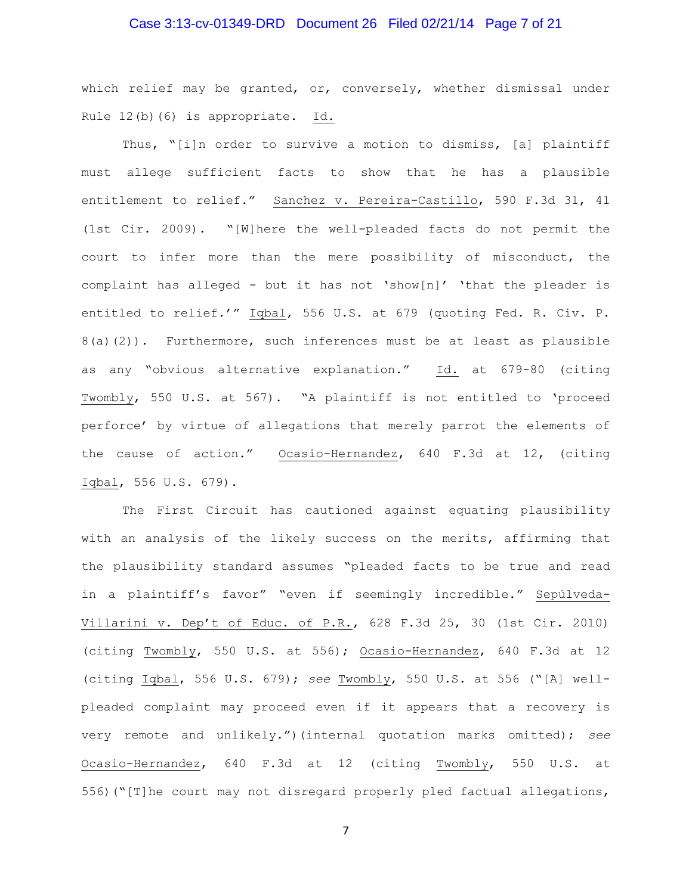which relief may be granted, or, conversely, whether dismissal under Rule 12(b)(6) is appropriate. Id.

Thus, "[i]n order to survive a motion to dismiss, [a] plaintiff must allege sufficient facts to show that he has a plausible entitlement to relief." Sanchez v. Pereira-Castillo, 590 F.3d 31, 41 (1st Cir. 2009). "[W]here the well-pleaded facts do not permit the court to infer more than the mere possibility of misconduct, the complaint has alleged - but it has not 'show[n]' 'that the pleader is entitled to relief.'" Iqbal, 556 U.S. at 679 (quoting Fed. R. Civ. P. 8(a)(2)). Furthermore, such inferences must be at least as plausible as any "obvious alternative explanation." Id. at 679-80 (citing Twombly, 550 U.S. at 567). "A plaintiff is not entitled to 'proceed perforce' by virtue of allegations that merely parrot the elements of the cause of action." Ocasio-Hernandez, 640 F.3d at 12, (citing Iqbal, 556 U.S. 679).

The First Circuit has cautioned against equating plausibility with an analysis of the likely success on the merits, affirming that the plausibility standard assumes "pleaded facts to be true and read in a plaintiff's favor" "even if seemingly incredible." Sepúlveda-Villarini v. Dep't of Educ. of P.R., 628 F.3d 25, 30 (1st Cir. 2010) (citing Twombly, 550 U.S. at 556); Ocasio-Hernandez, 640 F.3d at 12 (citing Iqbal, 556 U.S. 679); *see* Twombly, 550 U.S. at 556 ("[A] well-pleaded complaint may proceed even if it appears that a recovery is very remote and unlikely.")(internal quotation marks omitted); *see* Ocasio-Hernandez, 640 F.3d at 12 (citing Twombly, 550 U.S. at 556)("[T]he court may not disregard properly pled factual allegations,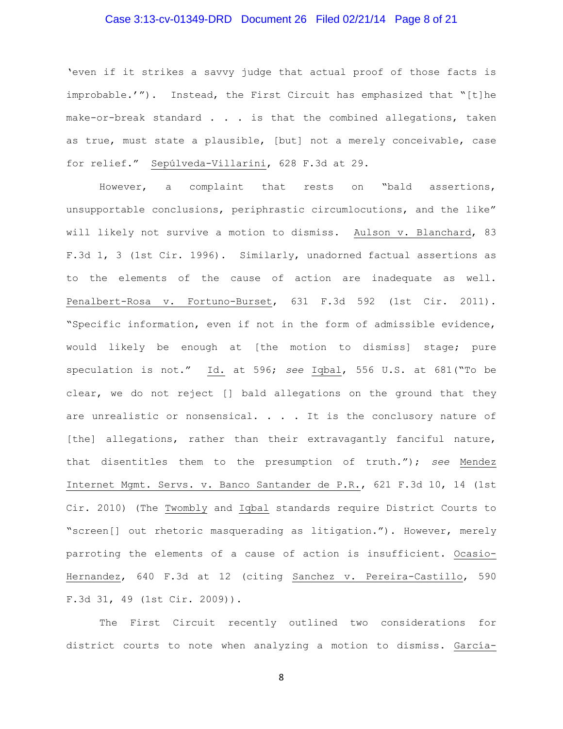'even if it strikes a savvy judge that actual proof of those facts is improbable.'"). Instead, the First Circuit has emphasized that "[t]he make-or-break standard . . . is that the combined allegations, taken as true, must state a plausible, [but] not a merely conceivable, case for relief." Sepúlveda-Villarini, 628 F.3d at 29.

However, a complaint that rests on "bald assertions, unsupportable conclusions, periphrastic circumlocutions, and the like" will likely not survive a motion to dismiss. Aulson v. Blanchard, 83 F.3d 1, 3 (1st Cir. 1996). Similarly, unadorned factual assertions as to the elements of the cause of action are inadequate as well. Penalbert-Rosa v. Fortuno-Burset, 631 F.3d 592 (1st Cir. 2011). "Specific information, even if not in the form of admissible evidence, would likely be enough at [the motion to dismiss] stage; pure speculation is not." Id. at 596; *see* Iqbal, 556 U.S. at 681("To be clear, we do not reject [] bald allegations on the ground that they are unrealistic or nonsensical. . . . It is the conclusory nature of [the] allegations, rather than their extravagantly fanciful nature, that disentitles them to the presumption of truth."); *see* Mendez Internet Mgmt. Servs. v. Banco Santander de P.R., 621 F.3d 10, 14 (1st Cir. 2010) (The Twombly and Iqbal standards require District Courts to "screen[] out rhetoric masquerading as litigation."). However, merely parroting the elements of a cause of action is insufficient. Ocasio-Hernandez, 640 F.3d at 12 (citing Sanchez v. Pereira-Castillo, 590 F.3d 31, 49 (1st Cir. 2009)).

The First Circuit recently outlined two considerations for district courts to note when analyzing a motion to dismiss. García-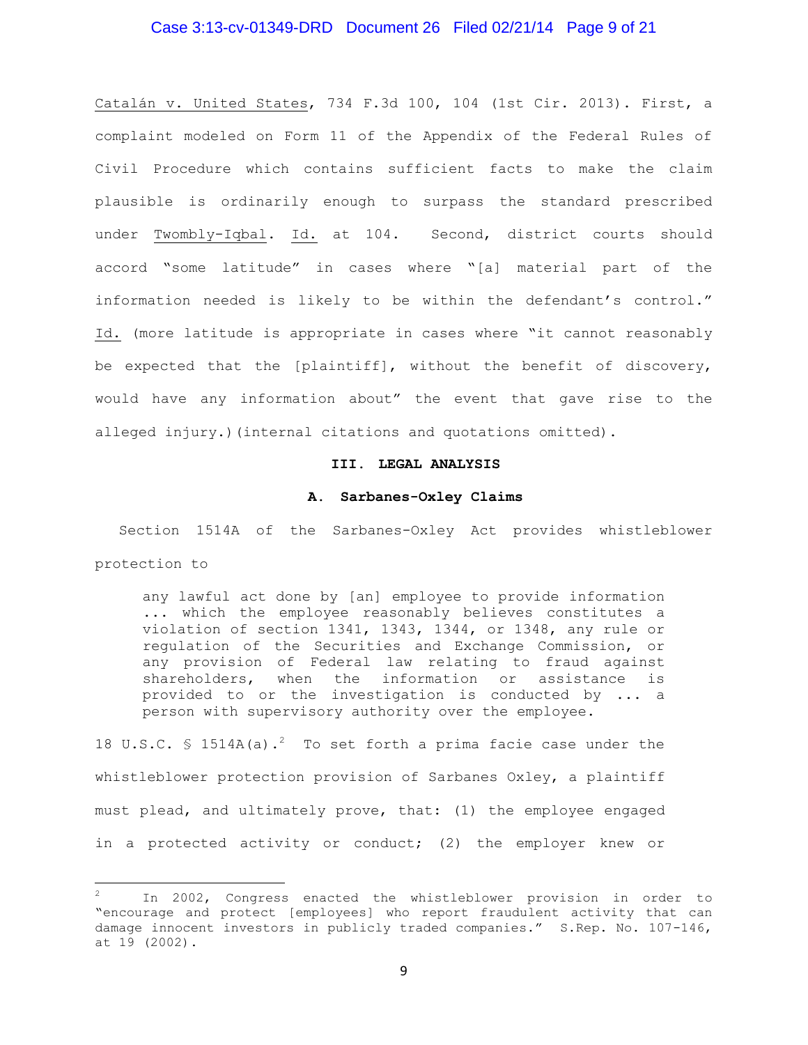Catalán v. United States, 734 F.3d 100, 104 (1st Cir. 2013). First, a complaint modeled on Form 11 of the Appendix of the Federal Rules of Civil Procedure which contains sufficient facts to make the claim plausible is ordinarily enough to surpass the standard prescribed under Twombly-Iqbal. Id. at 104. Second, district courts should accord "some latitude" in cases where "[a] material part of the information needed is likely to be within the defendant's control." Id. (more latitude is appropriate in cases where "it cannot reasonably be expected that the [plaintiff], without the benefit of discovery, would have any information about" the event that gave rise to the alleged injury.)(internal citations and quotations omitted).

## III. LEGAL ANALYSIS

### A. Sarbanes-Oxley Claims

Section 1514A of the Sarbanes-Oxley Act provides whistleblower protection to

> any lawful act done by [an] employee to provide information ... which the employee reasonably believes constitutes a violation of section 1341, 1343, 1344, or 1348, any rule or regulation of the Securities and Exchange Commission, or any provision of Federal law relating to fraud against shareholders, when the information or assistance is provided to or the investigation is conducted by ... a person with supervisory authority over the employee.

18 U.S.C. § 1514A(a).[2] To set forth a prima facie case under the whistleblower protection provision of Sarbanes Oxley, a plaintiff must plead, and ultimately prove, that: (1) the employee engaged in a protected activity or conduct; (2) the employer knew or

---

[2] In 2002, Congress enacted the whistleblower provision in order to "encourage and protect [employees] who report fraudulent activity that can damage innocent investors in publicly traded companies." S.Rep. No. 107-146, at 19 (2002).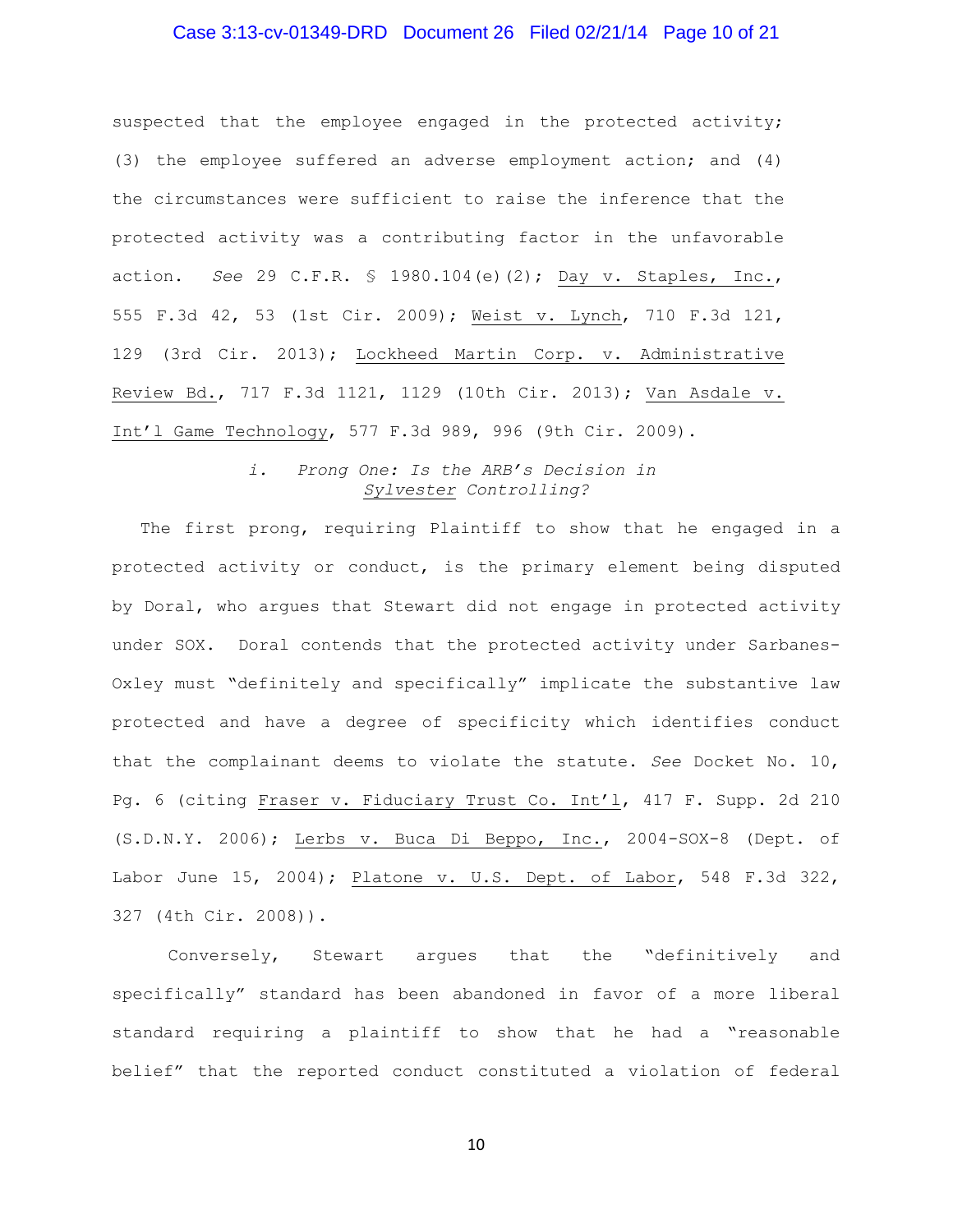suspected that the employee engaged in the protected activity; (3) the employee suffered an adverse employment action; and (4) the circumstances were sufficient to raise the inference that the protected activity was a contributing factor in the unfavorable action. *See* 29 C.F.R. § 1980.104(e)(2); Day v. Staples, Inc., 555 F.3d 42, 53 (1st Cir. 2009); Weist v. Lynch, 710 F.3d 121, 129 (3rd Cir. 2013); Lockheed Martin Corp. v. Administrative Review Bd., 717 F.3d 1121, 1129 (10th Cir. 2013); Van Asdale v. Int'l Game Technology, 577 F.3d 989, 996 (9th Cir. 2009).

*i. Prong One: Is the ARB's Decision in Sylvester Controlling?*

The first prong, requiring Plaintiff to show that he engaged in a protected activity or conduct, is the primary element being disputed by Doral, who argues that Stewart did not engage in protected activity under SOX. Doral contends that the protected activity under Sarbanes-Oxley must "definitely and specifically" implicate the substantive law protected and have a degree of specificity which identifies conduct that the complainant deems to violate the statute. *See* Docket No. 10, Pg. 6 (citing Fraser v. Fiduciary Trust Co. Int'l, 417 F. Supp. 2d 210 (S.D.N.Y. 2006); Lerbs v. Buca Di Beppo, Inc., 2004-SOX-8 (Dept. of Labor June 15, 2004); Platone v. U.S. Dept. of Labor, 548 F.3d 322, 327 (4th Cir. 2008)).

Conversely, Stewart argues that the "definitively and specifically" standard has been abandoned in favor of a more liberal standard requiring a plaintiff to show that he had a "reasonable belief" that the reported conduct constituted a violation of federal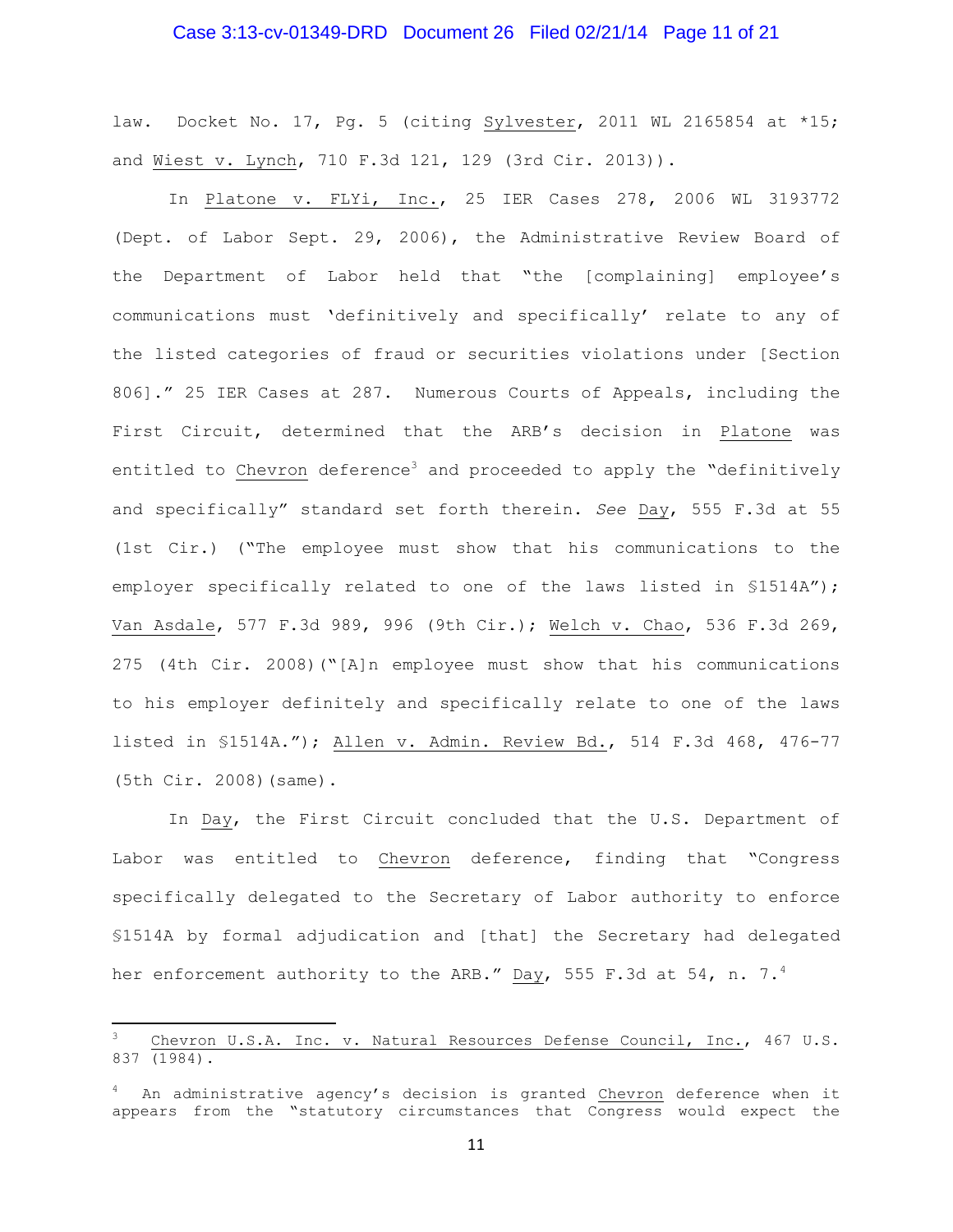law. Docket No. 17, Pg. 5 (citing Sylvester, 2011 WL 2165854 at *15; and Wiest v. Lynch, 710 F.3d 121, 129 (3rd Cir. 2013)).

In Platone v. FLYi, Inc., 25 IER Cases 278, 2006 WL 3193772 (Dept. of Labor Sept. 29, 2006), the Administrative Review Board of the Department of Labor held that "the [complaining] employee's communications must 'definitively and specifically' relate to any of the listed categories of fraud or securities violations under [Section 806]." 25 IER Cases at 287. Numerous Courts of Appeals, including the First Circuit, determined that the ARB's decision in Platone was entitled to Chevron deference[3] and proceeded to apply the "definitively and specifically" standard set forth therein. *See* Day, 555 F.3d at 55 (1st Cir.) ("The employee must show that his communications to the employer specifically related to one of the laws listed in §1514A"); Van Asdale, 577 F.3d 989, 996 (9th Cir.); Welch v. Chao, 536 F.3d 269, 275 (4th Cir. 2008)("[A]n employee must show that his communications to his employer definitely and specifically relate to one of the laws listed in §1514A."); Allen v. Admin. Review Bd., 514 F.3d 468, 476-77 (5th Cir. 2008)(same).

In Day, the First Circuit concluded that the U.S. Department of Labor was entitled to Chevron deference, finding that "Congress specifically delegated to the Secretary of Labor authority to enforce §1514A by formal adjudication and [that] the Secretary had delegated her enforcement authority to the ARB." Day, 555 F.3d at 54, n. 7.[4]

---

[3] Chevron U.S.A. Inc. v. Natural Resources Defense Council, Inc., 467 U.S. 837 (1984).

[4] An administrative agency's decision is granted Chevron deference when it appears from the "statutory circumstances that Congress would expect the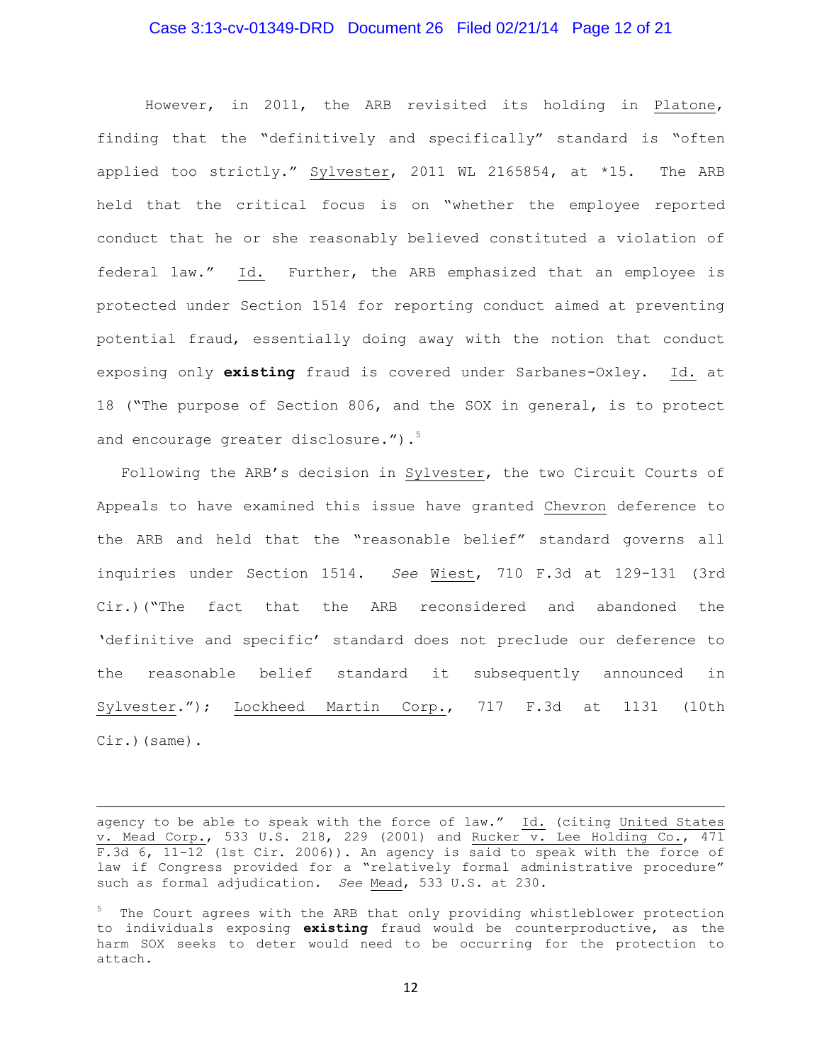However, in 2011, the ARB revisited its holding in Platone, finding that the "definitively and specifically" standard is "often applied too strictly." Sylvester, 2011 WL 2165854, at *15. The ARB held that the critical focus is on "whether the employee reported conduct that he or she reasonably believed constituted a violation of federal law." Id. Further, the ARB emphasized that an employee is protected under Section 1514 for reporting conduct aimed at preventing potential fraud, essentially doing away with the notion that conduct exposing only **existing** fraud is covered under Sarbanes-Oxley. Id. at 18 ("The purpose of Section 806, and the SOX in general, is to protect and encourage greater disclosure.").[5]

Following the ARB's decision in Sylvester, the two Circuit Courts of Appeals to have examined this issue have granted Chevron deference to the ARB and held that the "reasonable belief" standard governs all inquiries under Section 1514. *See* Wiest, 710 F.3d at 129-131 (3rd Cir.)("The fact that the ARB reconsidered and abandoned the 'definitive and specific' standard does not preclude our deference to the reasonable belief standard it subsequently announced in Sylvester."); Lockheed Martin Corp., 717 F.3d at 1131 (10th Cir.)(same).

---

agency to be able to speak with the force of law." Id. (citing United States v. Mead Corp., 533 U.S. 218, 229 (2001) and Rucker v. Lee Holding Co., 471 F.3d 6, 11-12 (1st Cir. 2006)). An agency is said to speak with the force of law if Congress provided for a "relatively formal administrative procedure" such as formal adjudication. *See* Mead, 533 U.S. at 230.

[5] The Court agrees with the ARB that only providing whistleblower protection to individuals exposing **existing** fraud would be counterproductive, as the harm SOX seeks to deter would need to be occurring for the protection to attach.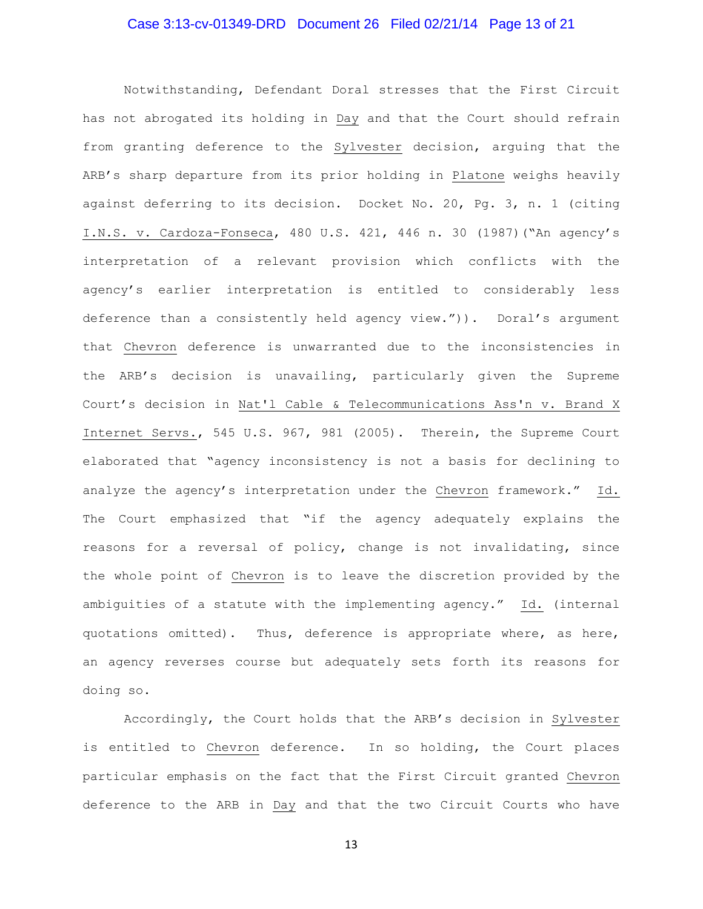Notwithstanding, Defendant Doral stresses that the First Circuit has not abrogated its holding in Day and that the Court should refrain from granting deference to the Sylvester decision, arguing that the ARB's sharp departure from its prior holding in Platone weighs heavily against deferring to its decision. Docket No. 20, Pg. 3, n. 1 (citing I.N.S. v. Cardoza-Fonseca, 480 U.S. 421, 446 n. 30 (1987)("An agency's interpretation of a relevant provision which conflicts with the agency's earlier interpretation is entitled to considerably less deference than a consistently held agency view.")). Doral's argument that Chevron deference is unwarranted due to the inconsistencies in the ARB's decision is unavailing, particularly given the Supreme Court's decision in Nat'l Cable & Telecommunications Ass'n v. Brand X Internet Servs., 545 U.S. 967, 981 (2005). Therein, the Supreme Court elaborated that "agency inconsistency is not a basis for declining to analyze the agency's interpretation under the Chevron framework." Id. The Court emphasized that "if the agency adequately explains the reasons for a reversal of policy, change is not invalidating, since the whole point of Chevron is to leave the discretion provided by the ambiguities of a statute with the implementing agency." Id. (internal quotations omitted). Thus, deference is appropriate where, as here, an agency reverses course but adequately sets forth its reasons for doing so.

Accordingly, the Court holds that the ARB's decision in Sylvester is entitled to Chevron deference. In so holding, the Court places particular emphasis on the fact that the First Circuit granted Chevron deference to the ARB in Day and that the two Circuit Courts who have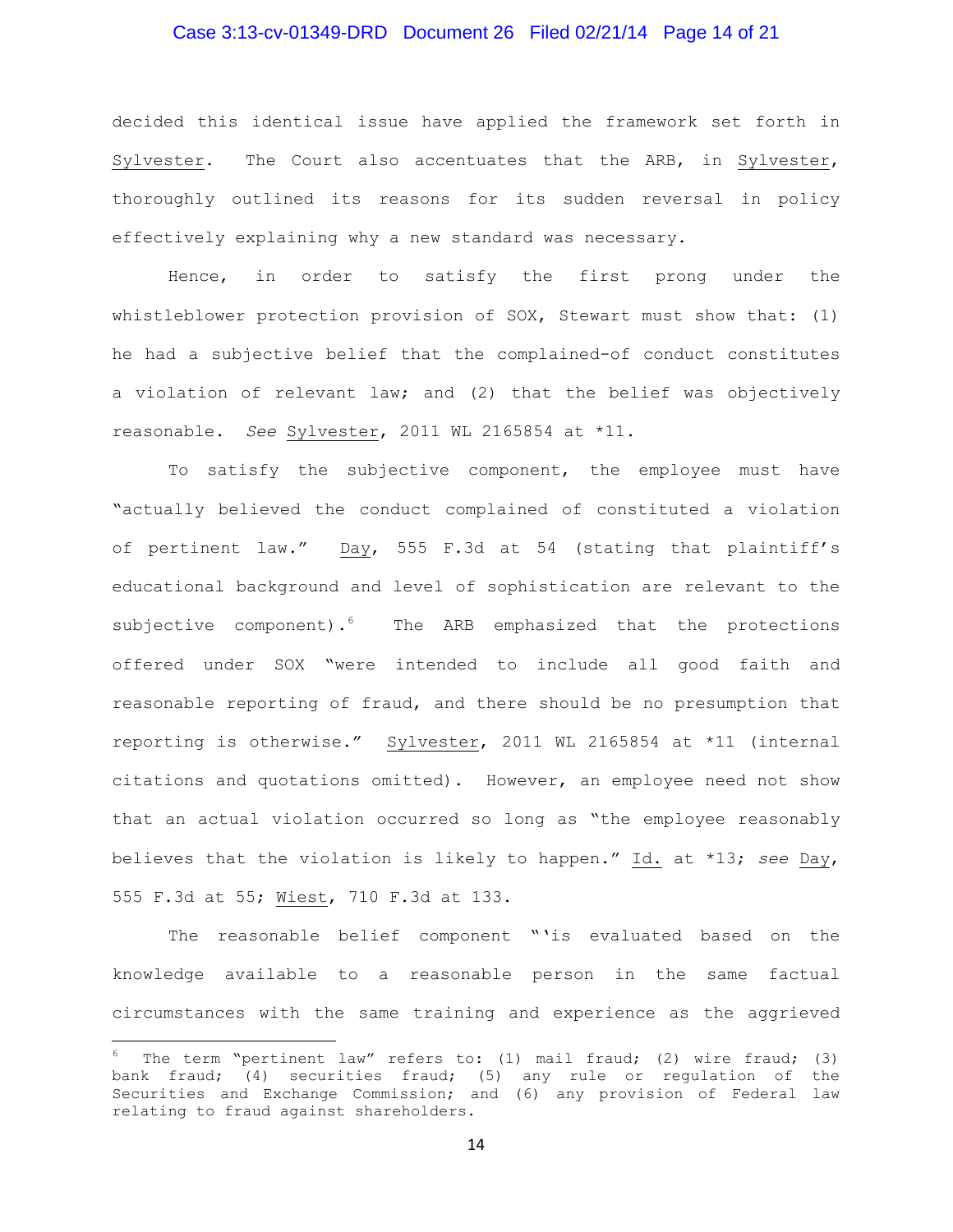decided this identical issue have applied the framework set forth in Sylvester. The Court also accentuates that the ARB, in Sylvester, thoroughly outlined its reasons for its sudden reversal in policy effectively explaining why a new standard was necessary.

Hence, in order to satisfy the first prong under the whistleblower protection provision of SOX, Stewart must show that: (1) he had a subjective belief that the complained-of conduct constitutes a violation of relevant law; and (2) that the belief was objectively reasonable. *See* Sylvester, 2011 WL 2165854 at *11.

To satisfy the subjective component, the employee must have "actually believed the conduct complained of constituted a violation of pertinent law." Day, 555 F.3d at 54 (stating that plaintiff's educational background and level of sophistication are relevant to the subjective component).[6] The ARB emphasized that the protections offered under SOX "were intended to include all good faith and reasonable reporting of fraud, and there should be no presumption that reporting is otherwise." Sylvester, 2011 WL 2165854 at *11 (internal citations and quotations omitted). However, an employee need not show that an actual violation occurred so long as "the employee reasonably believes that the violation is likely to happen." Id. at *13; *see* Day, 555 F.3d at 55; Wiest, 710 F.3d at 133.

The reasonable belief component "'is evaluated based on the knowledge available to a reasonable person in the same factual circumstances with the same training and experience as the aggrieved

---

[6] The term "pertinent law" refers to: (1) mail fraud; (2) wire fraud; (3) bank fraud; (4) securities fraud; (5) any rule or regulation of the Securities and Exchange Commission; and (6) any provision of Federal law relating to fraud against shareholders.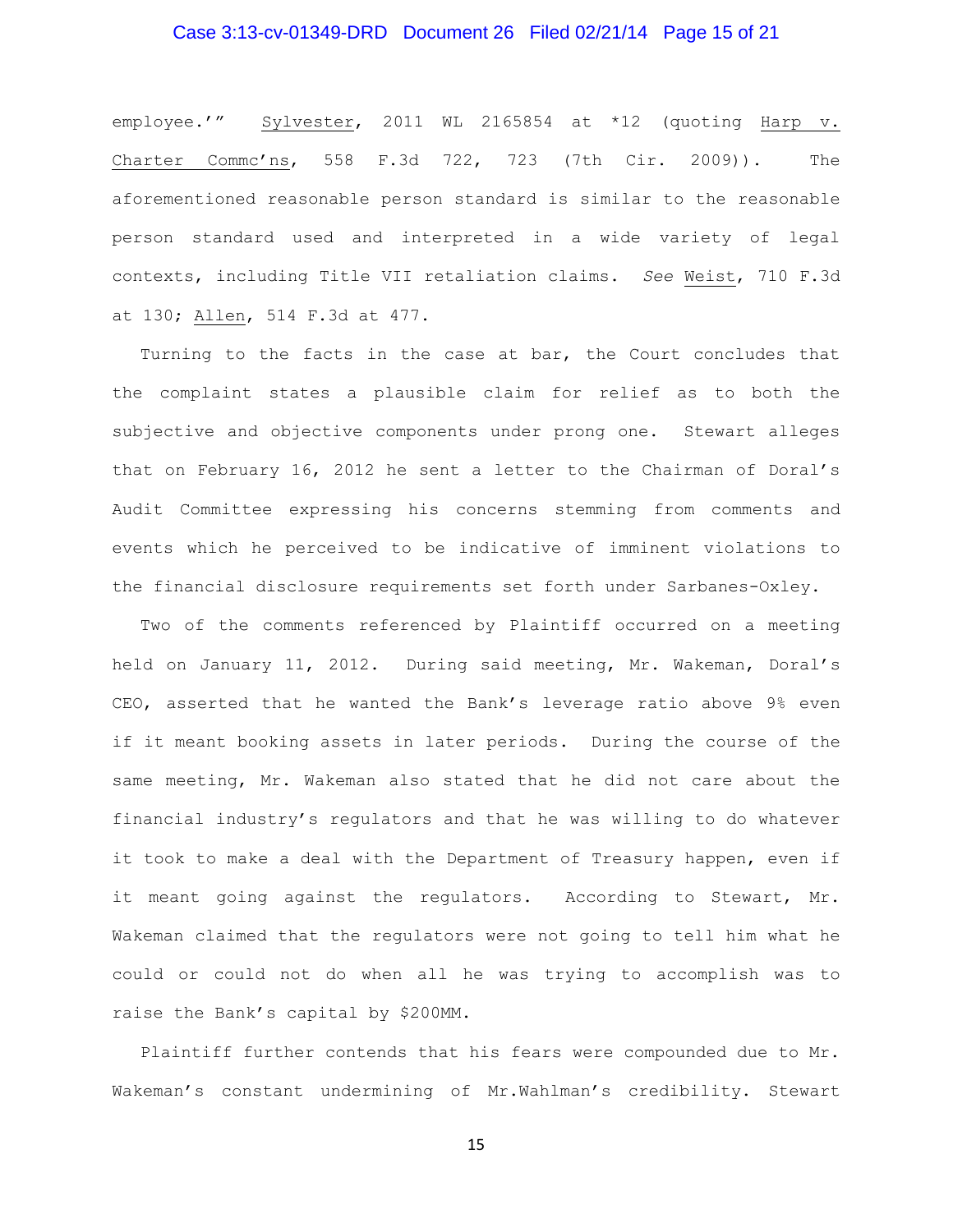employee.'" Sylvester, 2011 WL 2165854 at *12 (quoting Harp v. Charter Commc'ns, 558 F.3d 722, 723 (7th Cir. 2009)). The aforementioned reasonable person standard is similar to the reasonable person standard used and interpreted in a wide variety of legal contexts, including Title VII retaliation claims. *See* Weist, 710 F.3d at 130; Allen, 514 F.3d at 477.

Turning to the facts in the case at bar, the Court concludes that the complaint states a plausible claim for relief as to both the subjective and objective components under prong one. Stewart alleges that on February 16, 2012 he sent a letter to the Chairman of Doral's Audit Committee expressing his concerns stemming from comments and events which he perceived to be indicative of imminent violations to the financial disclosure requirements set forth under Sarbanes-Oxley.

Two of the comments referenced by Plaintiff occurred on a meeting held on January 11, 2012. During said meeting, Mr. Wakeman, Doral's CEO, asserted that he wanted the Bank's leverage ratio above 9% even if it meant booking assets in later periods. During the course of the same meeting, Mr. Wakeman also stated that he did not care about the financial industry's regulators and that he was willing to do whatever it took to make a deal with the Department of Treasury happen, even if it meant going against the regulators. According to Stewart, Mr. Wakeman claimed that the regulators were not going to tell him what he could or could not do when all he was trying to accomplish was to raise the Bank's capital by $200MM.

Plaintiff further contends that his fears were compounded due to Mr. Wakeman's constant undermining of Mr.Wahlman's credibility. Stewart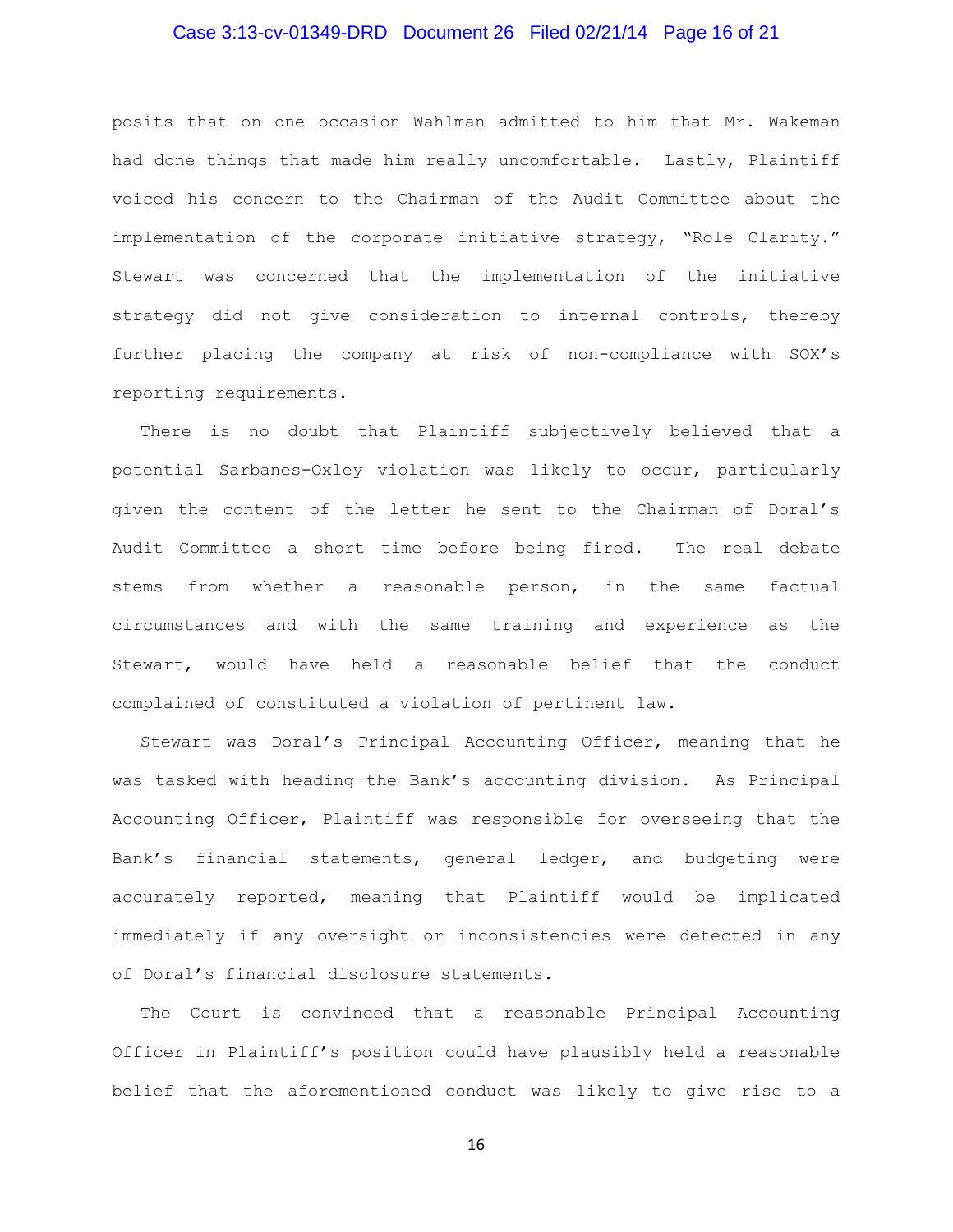posits that on one occasion Wahlman admitted to him that Mr. Wakeman had done things that made him really uncomfortable. Lastly, Plaintiff voiced his concern to the Chairman of the Audit Committee about the implementation of the corporate initiative strategy, "Role Clarity." Stewart was concerned that the implementation of the initiative strategy did not give consideration to internal controls, thereby further placing the company at risk of non-compliance with SOX's reporting requirements.

There is no doubt that Plaintiff subjectively believed that a potential Sarbanes-Oxley violation was likely to occur, particularly given the content of the letter he sent to the Chairman of Doral's Audit Committee a short time before being fired. The real debate stems from whether a reasonable person, in the same factual circumstances and with the same training and experience as the Stewart, would have held a reasonable belief that the conduct complained of constituted a violation of pertinent law.

Stewart was Doral's Principal Accounting Officer, meaning that he was tasked with heading the Bank's accounting division. As Principal Accounting Officer, Plaintiff was responsible for overseeing that the Bank's financial statements, general ledger, and budgeting were accurately reported, meaning that Plaintiff would be implicated immediately if any oversight or inconsistencies were detected in any of Doral's financial disclosure statements.

The Court is convinced that a reasonable Principal Accounting Officer in Plaintiff's position could have plausibly held a reasonable belief that the aforementioned conduct was likely to give rise to a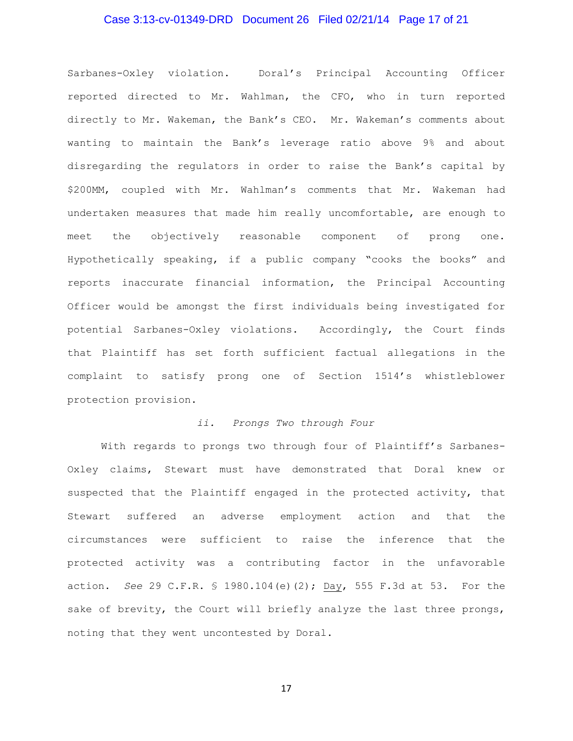Sarbanes-Oxley violation. Doral's Principal Accounting Officer reported directed to Mr. Wahlman, the CFO, who in turn reported directly to Mr. Wakeman, the Bank's CEO. Mr. Wakeman's comments about wanting to maintain the Bank's leverage ratio above 9% and about disregarding the regulators in order to raise the Bank's capital by $200MM, coupled with Mr. Wahlman's comments that Mr. Wakeman had undertaken measures that made him really uncomfortable, are enough to meet the objectively reasonable component of prong one. Hypothetically speaking, if a public company "cooks the books" and reports inaccurate financial information, the Principal Accounting Officer would be amongst the first individuals being investigated for potential Sarbanes-Oxley violations. Accordingly, the Court finds that Plaintiff has set forth sufficient factual allegations in the complaint to satisfy prong one of Section 1514's whistleblower protection provision.

*ii. Prongs Two through Four*

With regards to prongs two through four of Plaintiff's Sarbanes-Oxley claims, Stewart must have demonstrated that Doral knew or suspected that the Plaintiff engaged in the protected activity, that Stewart suffered an adverse employment action and that the circumstances were sufficient to raise the inference that the protected activity was a contributing factor in the unfavorable action. *See* 29 C.F.R. § 1980.104(e)(2); Day, 555 F.3d at 53. For the sake of brevity, the Court will briefly analyze the last three prongs, noting that they went uncontested by Doral.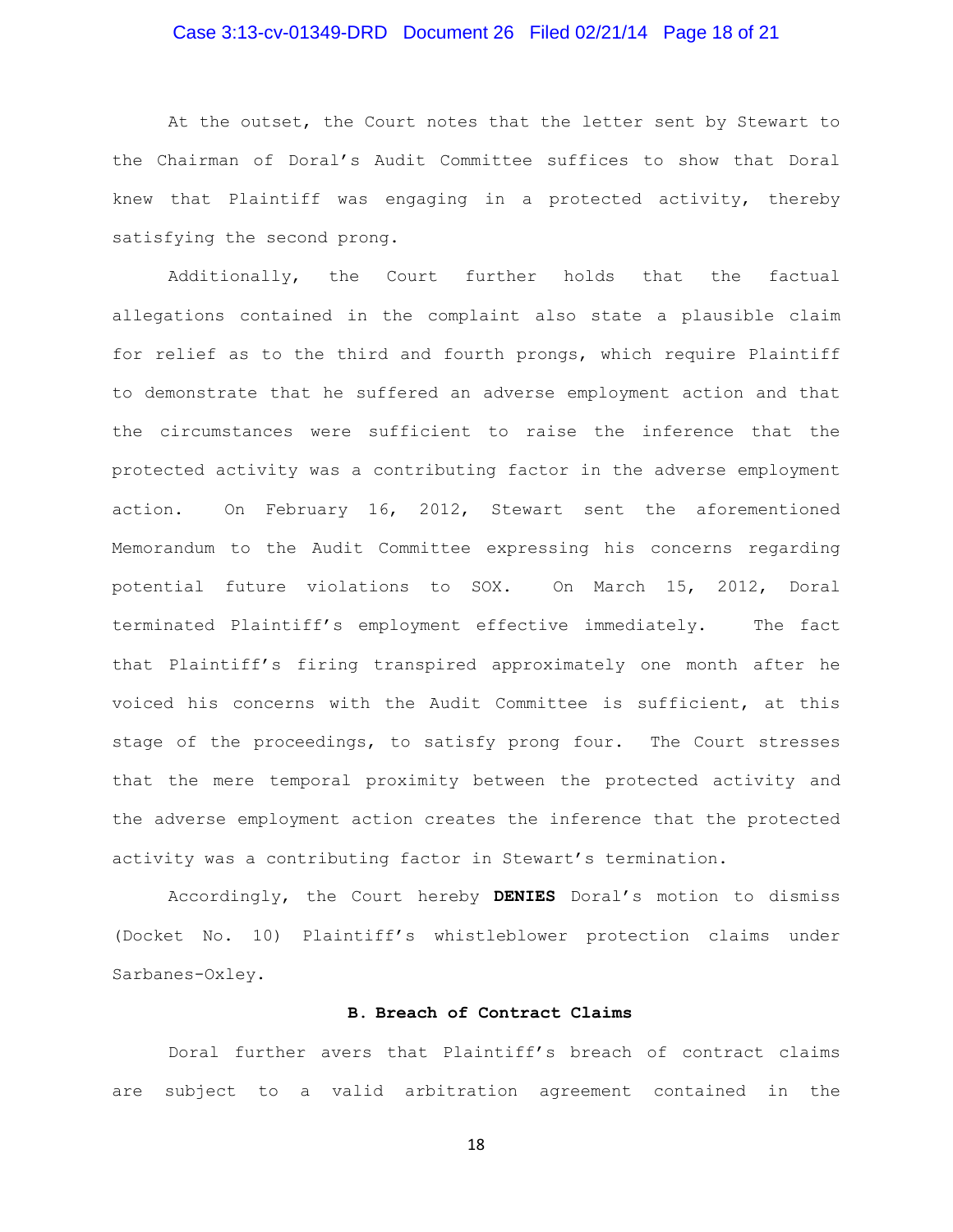At the outset, the Court notes that the letter sent by Stewart to the Chairman of Doral's Audit Committee suffices to show that Doral knew that Plaintiff was engaging in a protected activity, thereby satisfying the second prong.

Additionally, the Court further holds that the factual allegations contained in the complaint also state a plausible claim for relief as to the third and fourth prongs, which require Plaintiff to demonstrate that he suffered an adverse employment action and that the circumstances were sufficient to raise the inference that the protected activity was a contributing factor in the adverse employment action. On February 16, 2012, Stewart sent the aforementioned Memorandum to the Audit Committee expressing his concerns regarding potential future violations to SOX. On March 15, 2012, Doral terminated Plaintiff's employment effective immediately. The fact that Plaintiff's firing transpired approximately one month after he voiced his concerns with the Audit Committee is sufficient, at this stage of the proceedings, to satisfy prong four. The Court stresses that the mere temporal proximity between the protected activity and the adverse employment action creates the inference that the protected activity was a contributing factor in Stewart's termination.

Accordingly, the Court hereby **DENIES** Doral's motion to dismiss (Docket No. 10) Plaintiff's whistleblower protection claims under Sarbanes-Oxley.

### B. Breach of Contract Claims

Doral further avers that Plaintiff's breach of contract claims are subject to a valid arbitration agreement contained in the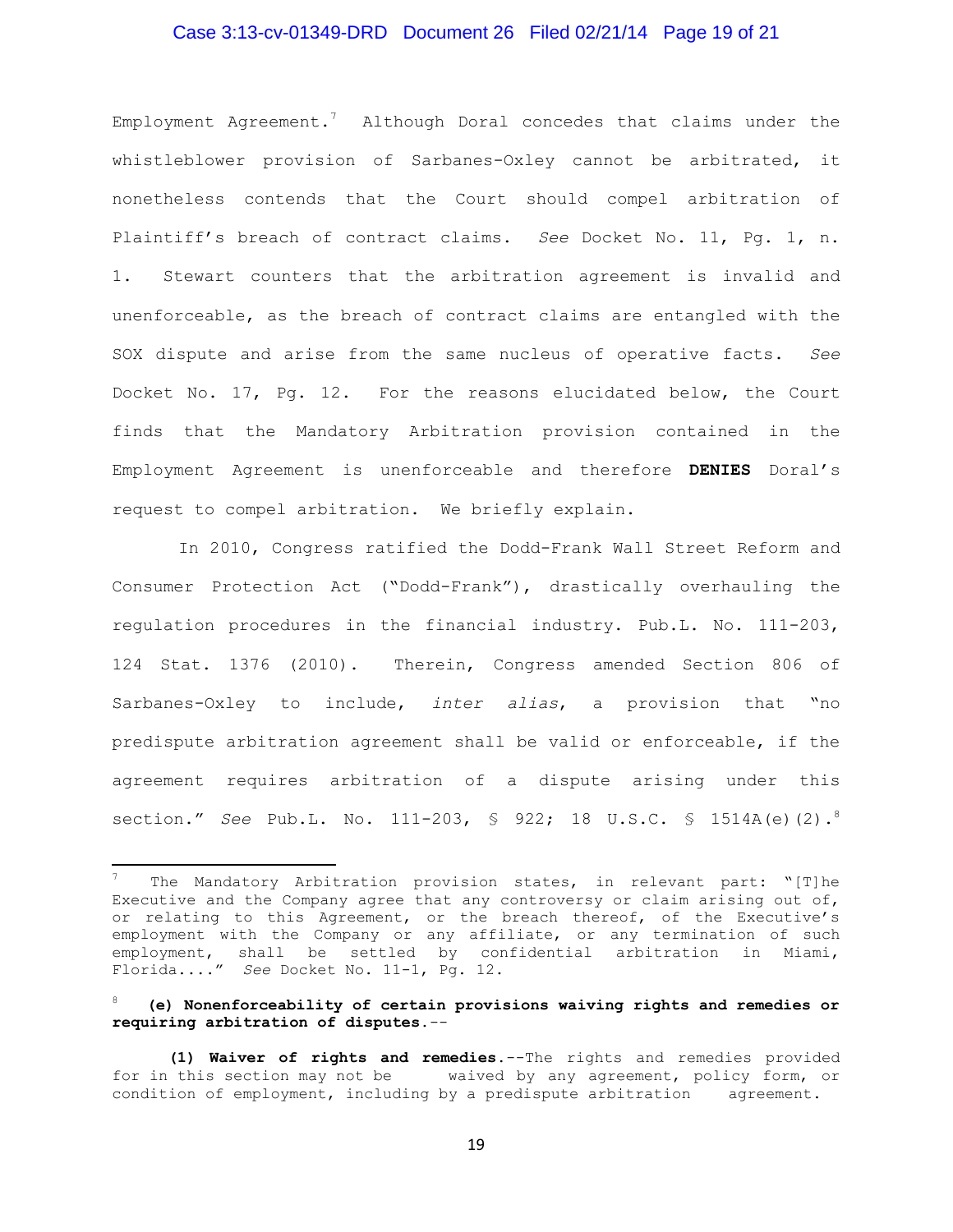Employment Agreement.[7] Although Doral concedes that claims under the whistleblower provision of Sarbanes-Oxley cannot be arbitrated, it nonetheless contends that the Court should compel arbitration of Plaintiff's breach of contract claims. *See* Docket No. 11, Pg. 1, n. 1. Stewart counters that the arbitration agreement is invalid and unenforceable, as the breach of contract claims are entangled with the SOX dispute and arise from the same nucleus of operative facts. *See* Docket No. 17, Pg. 12. For the reasons elucidated below, the Court finds that the Mandatory Arbitration provision contained in the Employment Agreement is unenforceable and therefore **DENIES** Doral's request to compel arbitration. We briefly explain.

In 2010, Congress ratified the Dodd-Frank Wall Street Reform and Consumer Protection Act ("Dodd-Frank"), drastically overhauling the regulation procedures in the financial industry. Pub.L. No. 111-203, 124 Stat. 1376 (2010). Therein, Congress amended Section 806 of Sarbanes-Oxley to include, *inter alias*, a provision that "no predispute arbitration agreement shall be valid or enforceable, if the agreement requires arbitration of a dispute arising under this section." *See* Pub.L. No. 111-203, § 922; 18 U.S.C. § 1514A(e)(2).[8]

---

[7] The Mandatory Arbitration provision states, in relevant part: "[T]he Executive and the Company agree that any controversy or claim arising out of, or relating to this Agreement, or the breach thereof, of the Executive's employment with the Company or any affiliate, or any termination of such employment, shall be settled by confidential arbitration in Miami, Florida...." *See* Docket No. 11-1, Pg. 12.

[8] **(e) Nonenforceability of certain provisions waiving rights and remedies or requiring arbitration of disputes.**--

**(1) Waiver of rights and remedies.**--The rights and remedies provided for in this section may not be waived by any agreement, policy form, or condition of employment, including by a predispute arbitration agreement.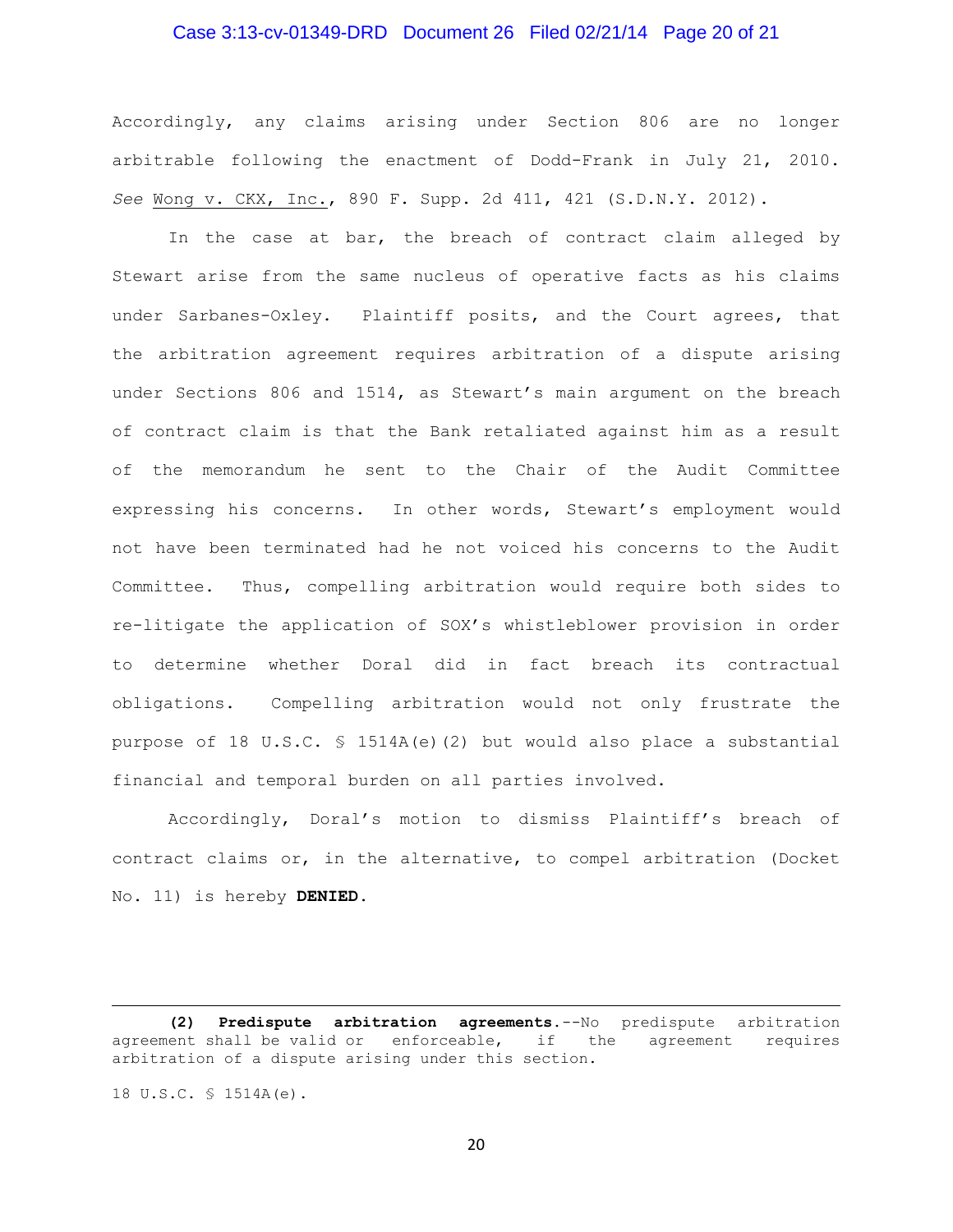Accordingly, any claims arising under Section 806 are no longer arbitrable following the enactment of Dodd-Frank in July 21, 2010. *See* Wong v. CKX, Inc., 890 F. Supp. 2d 411, 421 (S.D.N.Y. 2012).

In the case at bar, the breach of contract claim alleged by Stewart arise from the same nucleus of operative facts as his claims under Sarbanes-Oxley. Plaintiff posits, and the Court agrees, that the arbitration agreement requires arbitration of a dispute arising under Sections 806 and 1514, as Stewart's main argument on the breach of contract claim is that the Bank retaliated against him as a result of the memorandum he sent to the Chair of the Audit Committee expressing his concerns. In other words, Stewart's employment would not have been terminated had he not voiced his concerns to the Audit Committee. Thus, compelling arbitration would require both sides to re-litigate the application of SOX's whistleblower provision in order to determine whether Doral did in fact breach its contractual obligations. Compelling arbitration would not only frustrate the purpose of 18 U.S.C. § 1514A(e)(2) but would also place a substantial financial and temporal burden on all parties involved.

Accordingly, Doral's motion to dismiss Plaintiff's breach of contract claims or, in the alternative, to compel arbitration (Docket No. 11) is hereby **DENIED**.

---

**(2) Predispute arbitration agreements.**--No predispute arbitration agreement shall be valid or enforceable, if the agreement requires arbitration of a dispute arising under this section.

18 U.S.C. § 1514A(e).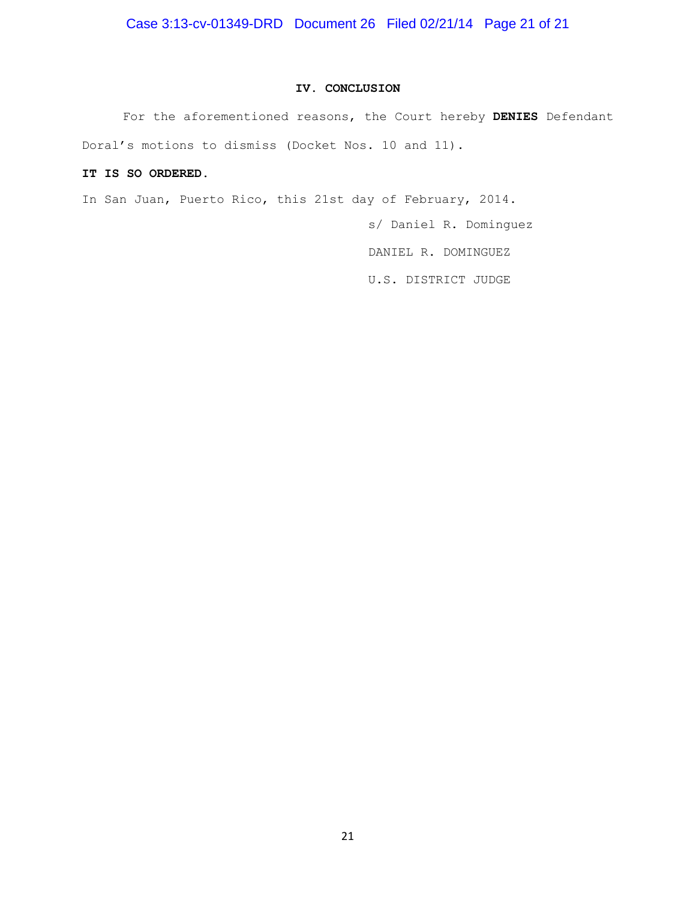## IV. CONCLUSION

For the aforementioned reasons, the Court hereby **DENIES** Defendant Doral's motions to dismiss (Docket Nos. 10 and 11).

**IT IS SO ORDERED.**

In San Juan, Puerto Rico, this 21st day of February, 2014.

s/ Daniel R. Dominguez

DANIEL R. DOMINGUEZ

U.S. DISTRICT JUDGE